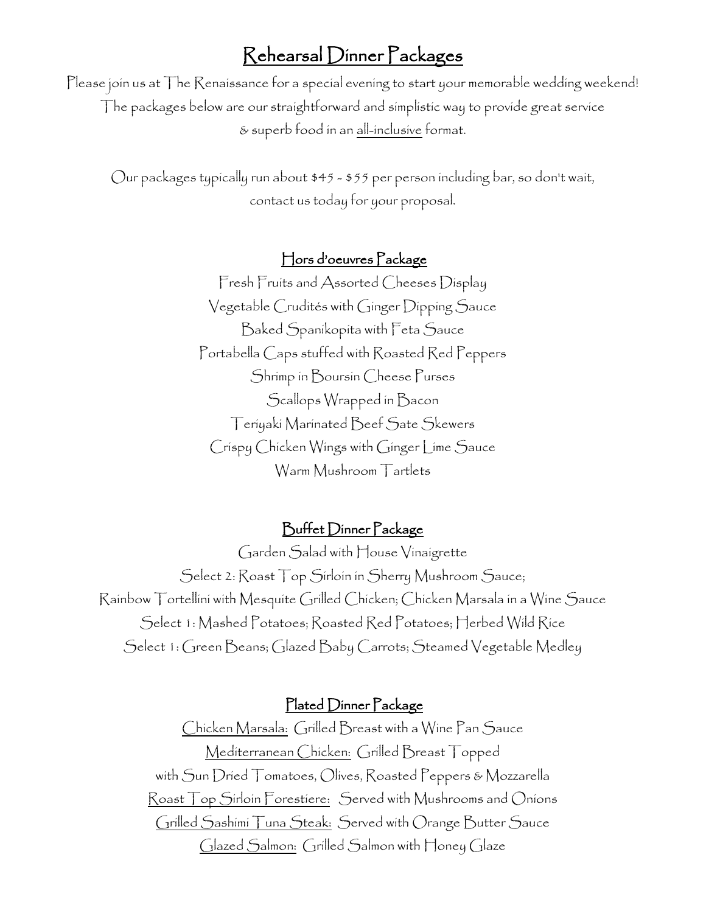# Rehearsal Dinner Packages

Please join us at The Renaissance for a special evening to start your memorable wedding weekend!
The packages below are our straightforward and simplistic way to provide great service
& superb food in an all-inclusive format.

Our packages typically run about $45 - $55 per person including bar, so don't wait,
contact us today for your proposal.

## Hors d'oeuvres Package

Fresh Fruits and Assorted Cheeses Display
Vegetable Crudités with Ginger Dipping Sauce
Baked Spanikopita with Feta Sauce
Portabella Caps stuffed with Roasted Red Peppers
Shrimp in Boursin Cheese Purses
Scallops Wrapped in Bacon
Teriyaki Marinated Beef Sate Skewers
Crispy Chicken Wings with Ginger Lime Sauce
Warm Mushroom Tartlets

## Buffet Dinner Package

Garden Salad with House Vinaigrette
Select 2: Roast Top Sirloin in Sherry Mushroom Sauce;
Rainbow Tortellini with Mesquite Grilled Chicken; Chicken Marsala in a Wine Sauce
Select 1: Mashed Potatoes; Roasted Red Potatoes; Herbed Wild Rice
Select 1: Green Beans; Glazed Baby Carrots; Steamed Vegetable Medley

## Plated Dinner Package

Chicken Marsala: Grilled Breast with a Wine Pan Sauce
Mediterranean Chicken: Grilled Breast Topped
with Sun Dried Tomatoes, Olives, Roasted Peppers & Mozzarella
Roast Top Sirloin Forestiere: Served with Mushrooms and Onions
Grilled Sashimi Tuna Steak: Served with Orange Butter Sauce
Glazed Salmon: Grilled Salmon with Honey Glaze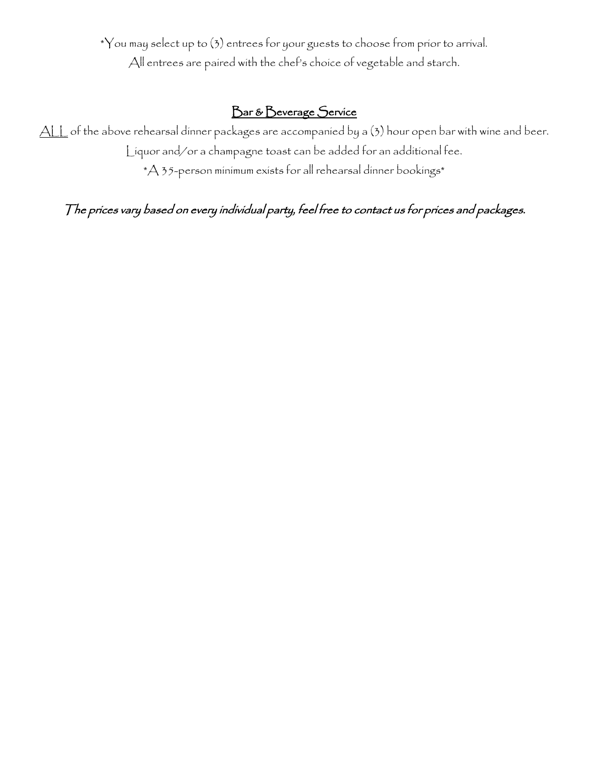*You may select up to (3) entrees for your guests to choose from prior to arrival.
All entrees are paired with the chef's choice of vegetable and starch.

## Bar & Beverage Service

ALL of the above rehearsal dinner packages are accompanied by a (3) hour open bar with wine and beer.
Liquor and/or a champagne toast can be added for an additional fee.
*A 35-person minimum exists for all rehearsal dinner bookings*

***The prices vary based on every individual party, feel free to contact us for prices and packages.***